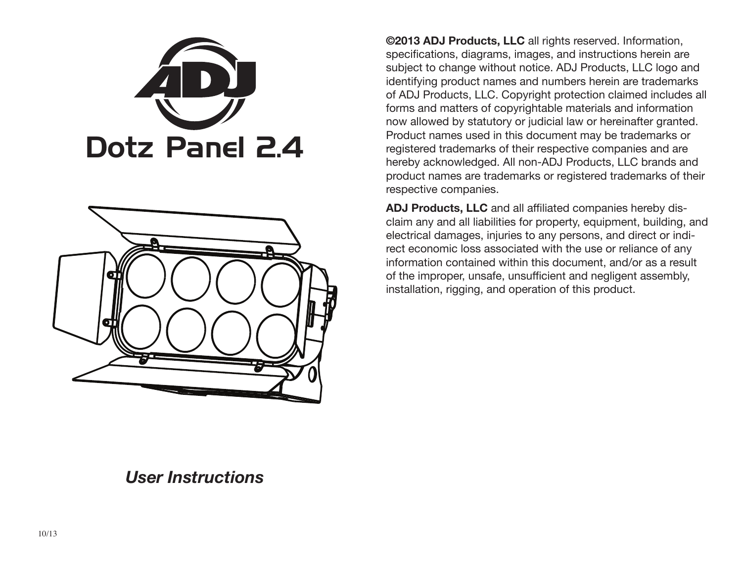# Dotz Panel 2.4

***User Instructions***

10/13

**©2013 ADJ Products, LLC** all rights reserved. Information, specifications, diagrams, images, and instructions herein are subject to change without notice. ADJ Products, LLC logo and identifying product names and numbers herein are trademarks of ADJ Products, LLC. Copyright protection claimed includes all forms and matters of copyrightable materials and information now allowed by statutory or judicial law or hereinafter granted. Product names used in this document may be trademarks or registered trademarks of their respective companies and are hereby acknowledged. All non-ADJ Products, LLC brands and product names are trademarks or registered trademarks of their respective companies.

**ADJ Products, LLC** and all affiliated companies hereby disclaim any and all liabilities for property, equipment, building, and electrical damages, injuries to any persons, and direct or indirect economic loss associated with the use or reliance of any information contained within this document, and/or as a result of the improper, unsafe, unsufficient and negligent assembly, installation, rigging, and operation of this product.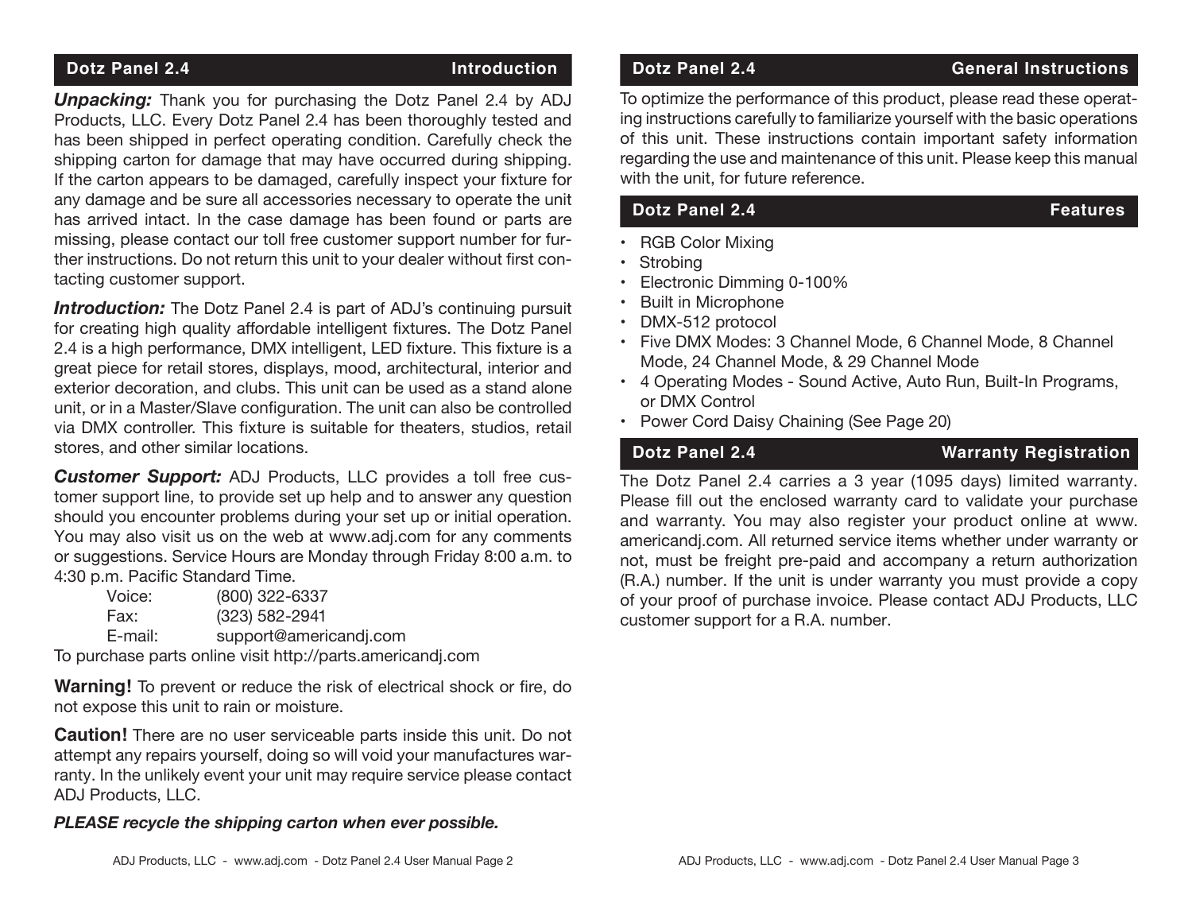## Dotz Panel 2.4 — Introduction

***Unpacking:*** Thank you for purchasing the Dotz Panel 2.4 by ADJ Products, LLC. Every Dotz Panel 2.4 has been thoroughly tested and has been shipped in perfect operating condition. Carefully check the shipping carton for damage that may have occurred during shipping. If the carton appears to be damaged, carefully inspect your fixture for any damage and be sure all accessories necessary to operate the unit has arrived intact. In the case damage has been found or parts are missing, please contact our toll free customer support number for further instructions. Do not return this unit to your dealer without first contacting customer support.

***Introduction:*** The Dotz Panel 2.4 is part of ADJ's continuing pursuit for creating high quality affordable intelligent fixtures. The Dotz Panel 2.4 is a high performance, DMX intelligent, LED fixture. This fixture is a great piece for retail stores, displays, mood, architectural, interior and exterior decoration, and clubs. This unit can be used as a stand alone unit, or in a Master/Slave configuration. The unit can also be controlled via DMX controller. This fixture is suitable for theaters, studios, retail stores, and other similar locations.

***Customer Support:*** ADJ Products, LLC provides a toll free customer support line, to provide set up help and to answer any question should you encounter problems during your set up or initial operation. You may also visit us on the web at www.adj.com for any comments or suggestions. Service Hours are Monday through Friday 8:00 a.m. to 4:30 p.m. Pacific Standard Time.

Voice: (800) 322-6337
Fax: (323) 582-2941
E-mail: support@americandj.com

To purchase parts online visit http://parts.americandj.com

**Warning!** To prevent or reduce the risk of electrical shock or fire, do not expose this unit to rain or moisture.

**Caution!** There are no user serviceable parts inside this unit. Do not attempt any repairs yourself, doing so will void your manufactures warranty. In the unlikely event your unit may require service please contact ADJ Products, LLC.

***PLEASE recycle the shipping carton when ever possible.***

## Dotz Panel 2.4 — General Instructions

To optimize the performance of this product, please read these operating instructions carefully to familiarize yourself with the basic operations of this unit. These instructions contain important safety information regarding the use and maintenance of this unit. Please keep this manual with the unit, for future reference.

## Dotz Panel 2.4 — Features

- RGB Color Mixing
- Strobing
- Electronic Dimming 0-100%
- Built in Microphone
- DMX-512 protocol
- Five DMX Modes: 3 Channel Mode, 6 Channel Mode, 8 Channel Mode, 24 Channel Mode, & 29 Channel Mode
- 4 Operating Modes - Sound Active, Auto Run, Built-In Programs, or DMX Control
- Power Cord Daisy Chaining (See Page 20)

## Dotz Panel 2.4 — Warranty Registration

The Dotz Panel 2.4 carries a 3 year (1095 days) limited warranty. Please fill out the enclosed warranty card to validate your purchase and warranty. You may also register your product online at www.americandj.com. All returned service items whether under warranty or not, must be freight pre-paid and accompany a return authorization (R.A.) number. If the unit is under warranty you must provide a copy of your proof of purchase invoice. Please contact ADJ Products, LLC customer support for a R.A. number.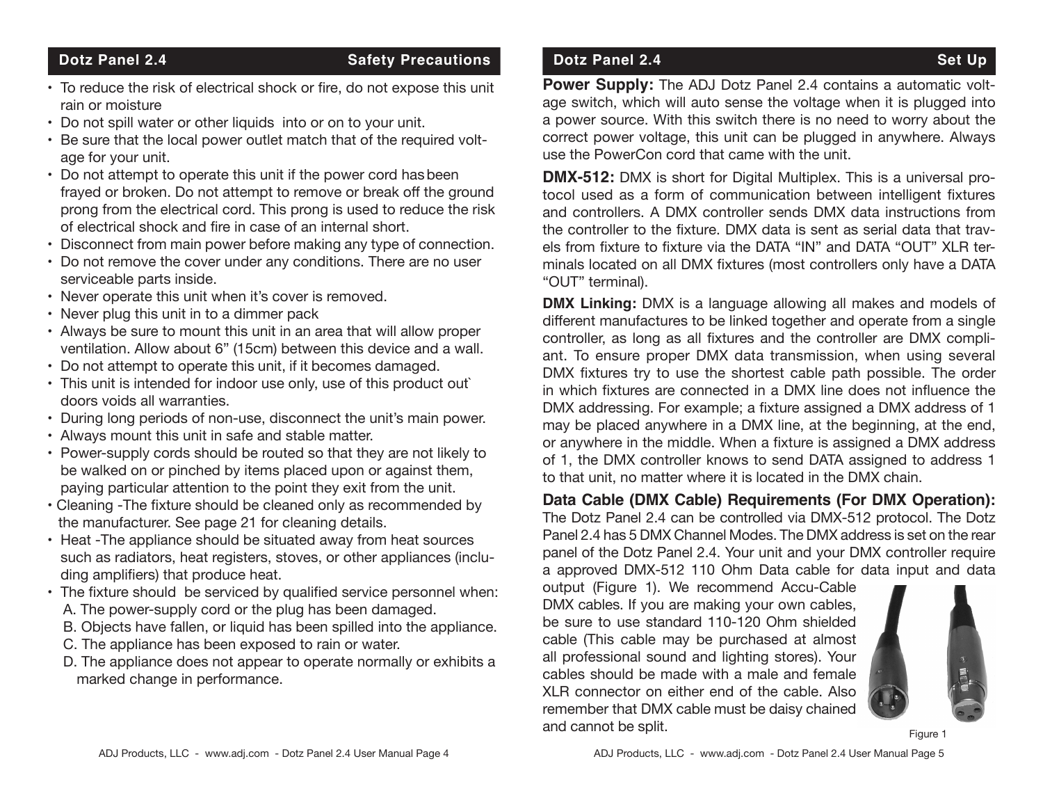## Safety Precautions

- To reduce the risk of electrical shock or fire, do not expose this unit rain or moisture
- Do not spill water or other liquids into or on to your unit.
- Be sure that the local power outlet match that of the required voltage for your unit.
- Do not attempt to operate this unit if the power cord has been frayed or broken. Do not attempt to remove or break off the ground prong from the electrical cord. This prong is used to reduce the risk of electrical shock and fire in case of an internal short.
- Disconnect from main power before making any type of connection.
- Do not remove the cover under any conditions. There are no user serviceable parts inside.
- Never operate this unit when it's cover is removed.
- Never plug this unit in to a dimmer pack
- Always be sure to mount this unit in an area that will allow proper ventilation. Allow about 6" (15cm) between this device and a wall.
- Do not attempt to operate this unit, if it becomes damaged.
- This unit is intended for indoor use only, use of this product out` doors voids all warranties.
- During long periods of non-use, disconnect the unit's main power.
- Always mount this unit in safe and stable matter.
- Power-supply cords should be routed so that they are not likely to be walked on or pinched by items placed upon or against them, paying particular attention to the point they exit from the unit.
- Cleaning -The fixture should be cleaned only as recommended by the manufacturer. See page 21 for cleaning details.
- Heat -The appliance should be situated away from heat sources such as radiators, heat registers, stoves, or other appliances (including amplifiers) that produce heat.
- The fixture should be serviced by qualified service personnel when:
  A. The power-supply cord or the plug has been damaged.
  B. Objects have fallen, or liquid has been spilled into the appliance.
  C. The appliance has been exposed to rain or water.
  D. The appliance does not appear to operate normally or exhibits a marked change in performance.

## Set Up

**Power Supply:** The ADJ Dotz Panel 2.4 contains a automatic voltage switch, which will auto sense the voltage when it is plugged into a power source. With this switch there is no need to worry about the correct power voltage, this unit can be plugged in anywhere. Always use the PowerCon cord that came with the unit.

**DMX-512:** DMX is short for Digital Multiplex. This is a universal protocol used as a form of communication between intelligent fixtures and controllers. A DMX controller sends DMX data instructions from the controller to the fixture. DMX data is sent as serial data that travels from fixture to fixture via the DATA "IN" and DATA "OUT" XLR terminals located on all DMX fixtures (most controllers only have a DATA "OUT" terminal).

**DMX Linking:** DMX is a language allowing all makes and models of different manufactures to be linked together and operate from a single controller, as long as all fixtures and the controller are DMX compliant. To ensure proper DMX data transmission, when using several DMX fixtures try to use the shortest cable path possible. The order in which fixtures are connected in a DMX line does not influence the DMX addressing. For example; a fixture assigned a DMX address of 1 may be placed anywhere in a DMX line, at the beginning, at the end, or anywhere in the middle. When a fixture is assigned a DMX address of 1, the DMX controller knows to send DATA assigned to address 1 to that unit, no matter where it is located in the DMX chain.

**Data Cable (DMX Cable) Requirements (For DMX Operation):** The Dotz Panel 2.4 can be controlled via DMX-512 protocol. The Dotz Panel 2.4 has 5 DMX Channel Modes. The DMX address is set on the rear panel of the Dotz Panel 2.4. Your unit and your DMX controller require a approved DMX-512 110 Ohm Data cable for data input and data output (Figure 1). We recommend Accu-Cable DMX cables. If you are making your own cables, be sure to use standard 110-120 Ohm shielded cable (This cable may be purchased at almost all professional sound and lighting stores). Your cables should be made with a male and female XLR connector on either end of the cable. Also remember that DMX cable must be daisy chained and cannot be split.

Figure 1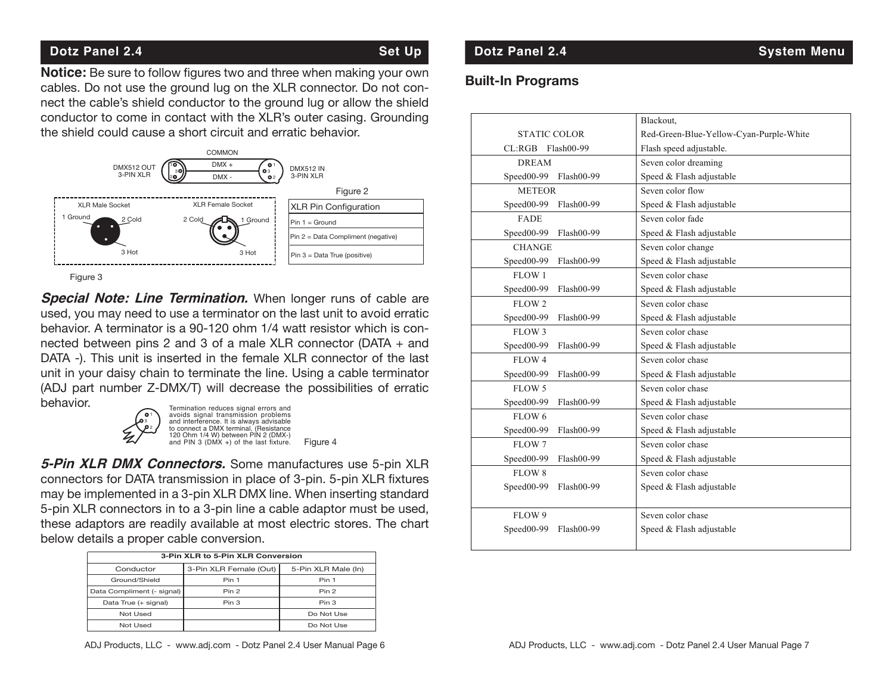## Dotz Panel 2.4 Set Up

**Notice:** Be sure to follow figures two and three when making your own cables. Do not use the ground lug on the XLR connector. Do not connect the cable's shield conductor to the ground lug or allow the shield conductor to come in contact with the XLR's outer casing. Grounding the shield could cause a short circuit and erratic behavior.

DMX512 OUT 3-PIN XLR — COMMON — DMX + — DMX - — DMX512 IN 3-PIN XLR

Figure 2

XLR Male Socket: 1 Ground, 2 Cold, 3 Hot

XLR Female Socket: 2 Cold, 1 Ground, 3 Hot

| XLR Pin Configuration |
|---|
| Pin 1 = Ground |
| Pin 2 = Data Compliment (negative) |
| Pin 3 = Data True (positive) |

Figure 3

***Special Note: Line Termination.*** When longer runs of cable are used, you may need to use a terminator on the last unit to avoid erratic behavior. A terminator is a 90-120 ohm 1/4 watt resistor which is connected between pins 2 and 3 of a male XLR connector (DATA + and DATA -). This unit is inserted in the female XLR connector of the last unit in your daisy chain to terminate the line. Using a cable terminator (ADJ part number Z-DMX/T) will decrease the possibilities of erratic behavior.

Termination reduces signal errors and avoids signal transmission problems and interference. It is always advisable to connect a DMX terminal, (Resistance 120 Ohm 1/4 W) between PIN 2 (DMX-) and PIN 3 (DMX +) of the last fixture.

Figure 4

***5-Pin XLR DMX Connectors.*** Some manufactures use 5-pin XLR connectors for DATA transmission in place of 3-pin. 5-pin XLR fixtures may be implemented in a 3-pin XLR DMX line. When inserting standard 5-pin XLR connectors in to a 3-pin line a cable adaptor must be used, these adaptors are readily available at most electric stores. The chart below details a proper cable conversion.

| 3-Pin XLR to 5-Pin XLR Conversion | | |
|---|---|---|
| Conductor | 3-Pin XLR Female (Out) | 5-Pin XLR Male (In) |
| Ground/Shield | Pin 1 | Pin 1 |
| Data Compliment (- signal) | Pin 2 | Pin 2 |
| Data True (+ signal) | Pin 3 | Pin 3 |
| Not Used | | Do Not Use |
| Not Used | | Do Not Use |

## Dotz Panel 2.4 System Menu

### Built-In Programs

| Program | Description |
|---|---|
| STATIC COLOR<br>CL:RGB Flash00-99 | Blackout,<br>Red-Green-Blue-Yellow-Cyan-Purple-White<br>Flash speed adjustable. |
| DREAM<br>Speed00-99 Flash00-99 | Seven color dreaming<br>Speed & Flash adjustable |
| METEOR<br>Speed00-99 Flash00-99 | Seven color flow<br>Speed & Flash adjustable |
| FADE<br>Speed00-99 Flash00-99 | Seven color fade<br>Speed & Flash adjustable |
| CHANGE<br>Speed00-99 Flash00-99 | Seven color change<br>Speed & Flash adjustable |
| FLOW 1<br>Speed00-99 Flash00-99 | Seven color chase<br>Speed & Flash adjustable |
| FLOW 2<br>Speed00-99 Flash00-99 | Seven color chase<br>Speed & Flash adjustable |
| FLOW 3<br>Speed00-99 Flash00-99 | Seven color chase<br>Speed & Flash adjustable |
| FLOW 4<br>Speed00-99 Flash00-99 | Seven color chase<br>Speed & Flash adjustable |
| FLOW 5<br>Speed00-99 Flash00-99 | Seven color chase<br>Speed & Flash adjustable |
| FLOW 6<br>Speed00-99 Flash00-99 | Seven color chase<br>Speed & Flash adjustable |
| FLOW 7<br>Speed00-99 Flash00-99 | Seven color chase<br>Speed & Flash adjustable |
| FLOW 8<br>Speed00-99 Flash00-99 | Seven color chase<br>Speed & Flash adjustable |
| FLOW 9<br>Speed00-99 Flash00-99 | Seven color chase<br>Speed & Flash adjustable |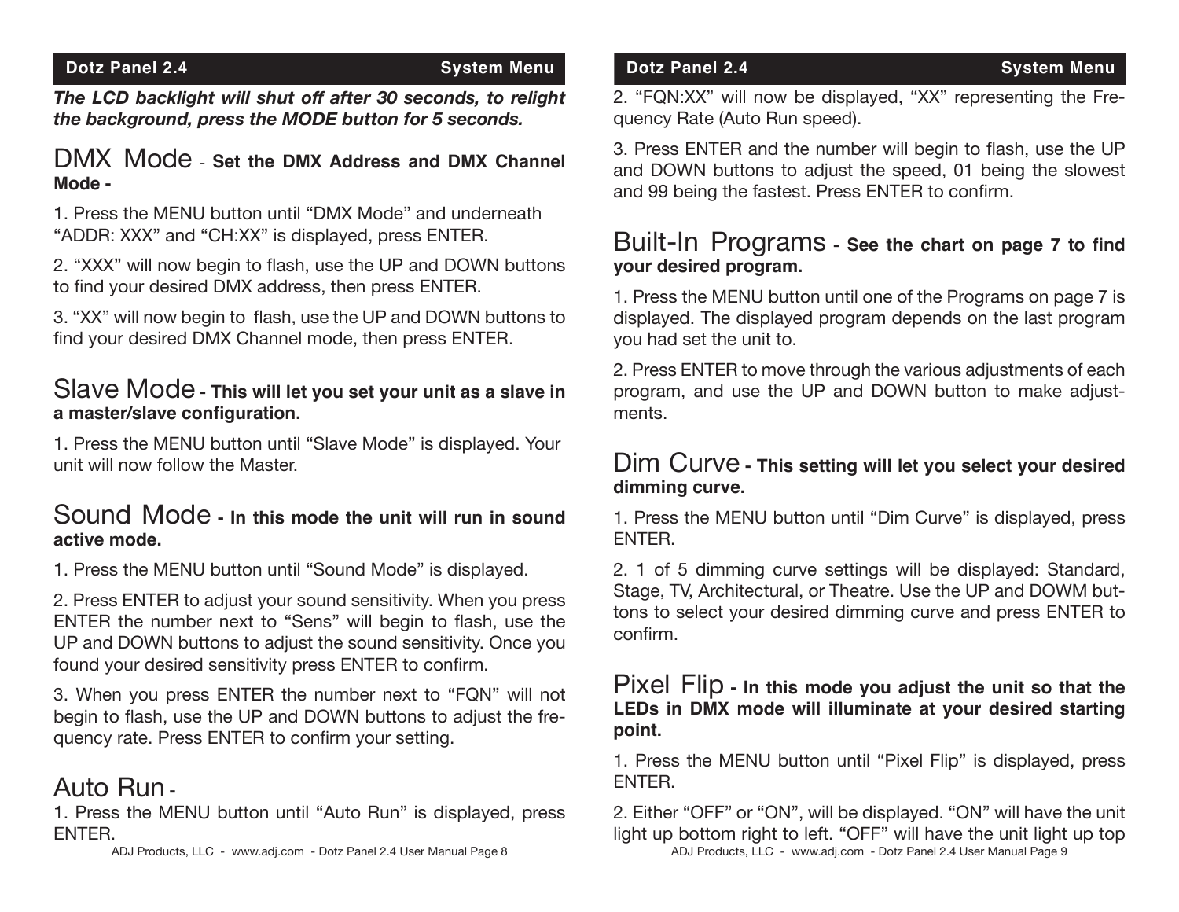***The LCD backlight will shut off after 30 seconds, to relight the background, press the MODE button for 5 seconds.***

## DMX Mode - **Set the DMX Address and DMX Channel Mode -**

1. Press the MENU button until "DMX Mode" and underneath "ADDR: XXX" and "CH:XX" is displayed, press ENTER.

2. "XXX" will now begin to flash, use the UP and DOWN buttons to find your desired DMX address, then press ENTER.

3. "XX" will now begin to flash, use the UP and DOWN buttons to find your desired DMX Channel mode, then press ENTER.

## Slave Mode - **This will let you set your unit as a slave in a master/slave configuration.**

1. Press the MENU button until "Slave Mode" is displayed. Your unit will now follow the Master.

## Sound Mode - **In this mode the unit will run in sound active mode.**

1. Press the MENU button until "Sound Mode" is displayed.

2. Press ENTER to adjust your sound sensitivity. When you press ENTER the number next to "Sens" will begin to flash, use the UP and DOWN buttons to adjust the sound sensitivity. Once you found your desired sensitivity press ENTER to confirm.

3. When you press ENTER the number next to "FQN" will not begin to flash, use the UP and DOWN buttons to adjust the frequency rate. Press ENTER to confirm your setting.

## Auto Run -

1. Press the MENU button until "Auto Run" is displayed, press ENTER.

2. "FQN:XX" will now be displayed, "XX" representing the Frequency Rate (Auto Run speed).

3. Press ENTER and the number will begin to flash, use the UP and DOWN buttons to adjust the speed, 01 being the slowest and 99 being the fastest. Press ENTER to confirm.

## Built-In Programs - **See the chart on page 7 to find your desired program.**

1. Press the MENU button until one of the Programs on page 7 is displayed. The displayed program depends on the last program you had set the unit to.

2. Press ENTER to move through the various adjustments of each program, and use the UP and DOWN button to make adjustments.

## Dim Curve - **This setting will let you select your desired dimming curve.**

1. Press the MENU button until "Dim Curve" is displayed, press ENTER.

2. 1 of 5 dimming curve settings will be displayed: Standard, Stage, TV, Architectural, or Theatre. Use the UP and DOWM buttons to select your desired dimming curve and press ENTER to confirm.

## Pixel Flip - **In this mode you adjust the unit so that the LEDs in DMX mode will illuminate at your desired starting point.**

1. Press the MENU button until "Pixel Flip" is displayed, press ENTER.

2. Either "OFF" or "ON", will be displayed. "ON" will have the unit light up bottom right to left. "OFF" will have the unit light up top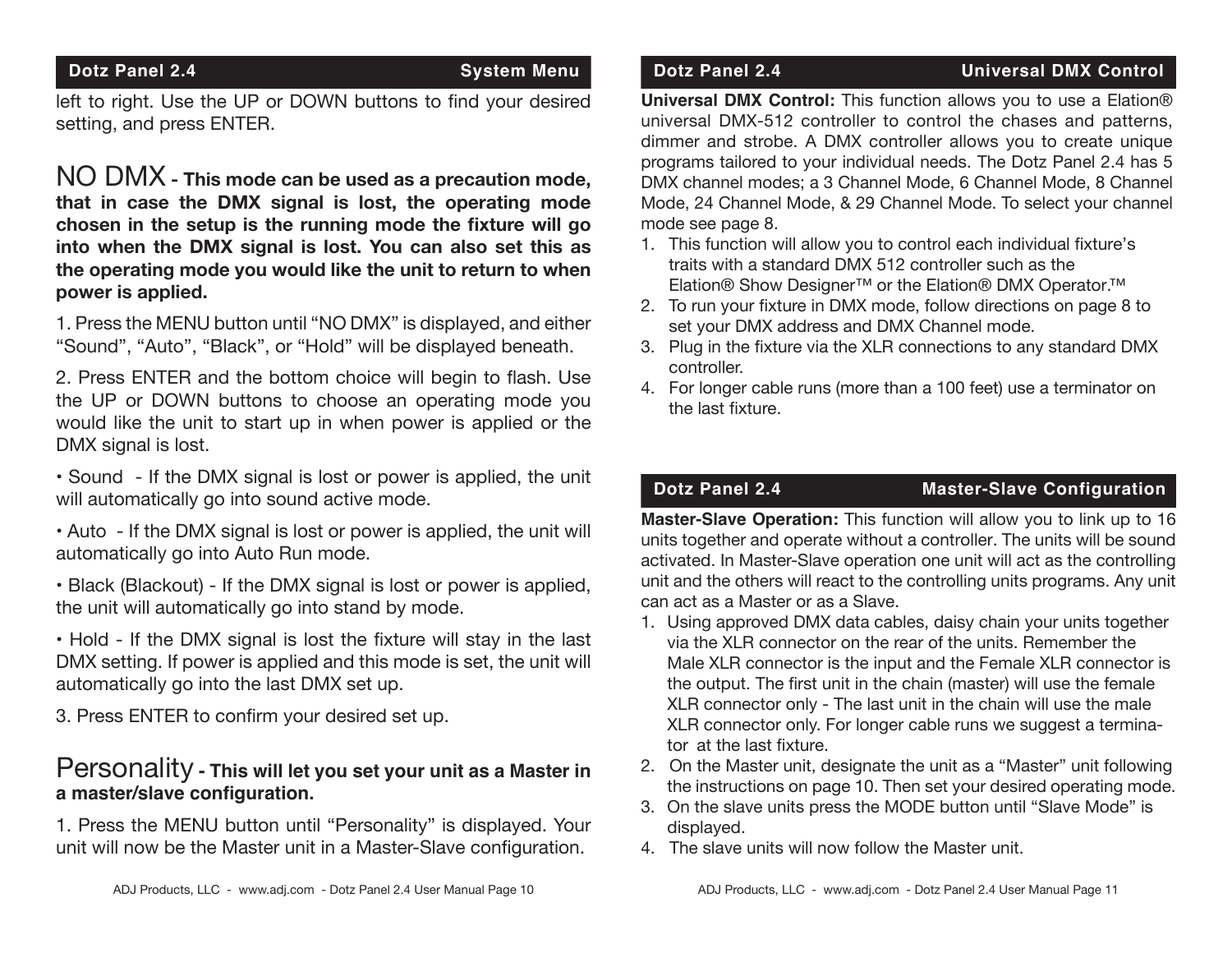left to right. Use the UP or DOWN buttons to find your desired setting, and press ENTER.

## NO DMX - **This mode can be used as a precaution mode, that in case the DMX signal is lost, the operating mode chosen in the setup is the running mode the fixture will go into when the DMX signal is lost. You can also set this as the operating mode you would like the unit to return to when power is applied.**

1. Press the MENU button until "NO DMX" is displayed, and either "Sound", "Auto", "Black", or "Hold" will be displayed beneath.

2. Press ENTER and the bottom choice will begin to flash. Use the UP or DOWN buttons to choose an operating mode you would like the unit to start up in when power is applied or the DMX signal is lost.

• Sound - If the DMX signal is lost or power is applied, the unit will automatically go into sound active mode.

• Auto - If the DMX signal is lost or power is applied, the unit will automatically go into Auto Run mode.

• Black (Blackout) - If the DMX signal is lost or power is applied, the unit will automatically go into stand by mode.

• Hold - If the DMX signal is lost the fixture will stay in the last DMX setting. If power is applied and this mode is set, the unit will automatically go into the last DMX set up.

3. Press ENTER to confirm your desired set up.

## Personality - **This will let you set your unit as a Master in a master/slave configuration.**

1. Press the MENU button until "Personality" is displayed. Your unit will now be the Master unit in a Master-Slave configuration.

## Universal DMX Control

**Universal DMX Control:** This function allows you to use a Elation® universal DMX-512 controller to control the chases and patterns, dimmer and strobe. A DMX controller allows you to create unique programs tailored to your individual needs. The Dotz Panel 2.4 has 5 DMX channel modes; a 3 Channel Mode, 6 Channel Mode, 8 Channel Mode, 24 Channel Mode, & 29 Channel Mode. To select your channel mode see page 8.

1. This function will allow you to control each individual fixture's traits with a standard DMX 512 controller such as the Elation® Show Designer™ or the Elation® DMX Operator.™
2. To run your fixture in DMX mode, follow directions on page 8 to set your DMX address and DMX Channel mode.
3. Plug in the fixture via the XLR connections to any standard DMX controller.
4. For longer cable runs (more than a 100 feet) use a terminator on the last fixture.

## Master-Slave Configuration

**Master-Slave Operation:** This function will allow you to link up to 16 units together and operate without a controller. The units will be sound activated. In Master-Slave operation one unit will act as the controlling unit and the others will react to the controlling units programs. Any unit can act as a Master or as a Slave.

1. Using approved DMX data cables, daisy chain your units together via the XLR connector on the rear of the units. Remember the Male XLR connector is the input and the Female XLR connector is the output. The first unit in the chain (master) will use the female XLR connector only - The last unit in the chain will use the male XLR connector only. For longer cable runs we suggest a terminator at the last fixture.
2. On the Master unit, designate the unit as a "Master" unit following the instructions on page 10. Then set your desired operating mode.
3. On the slave units press the MODE button until "Slave Mode" is displayed.
4. The slave units will now follow the Master unit.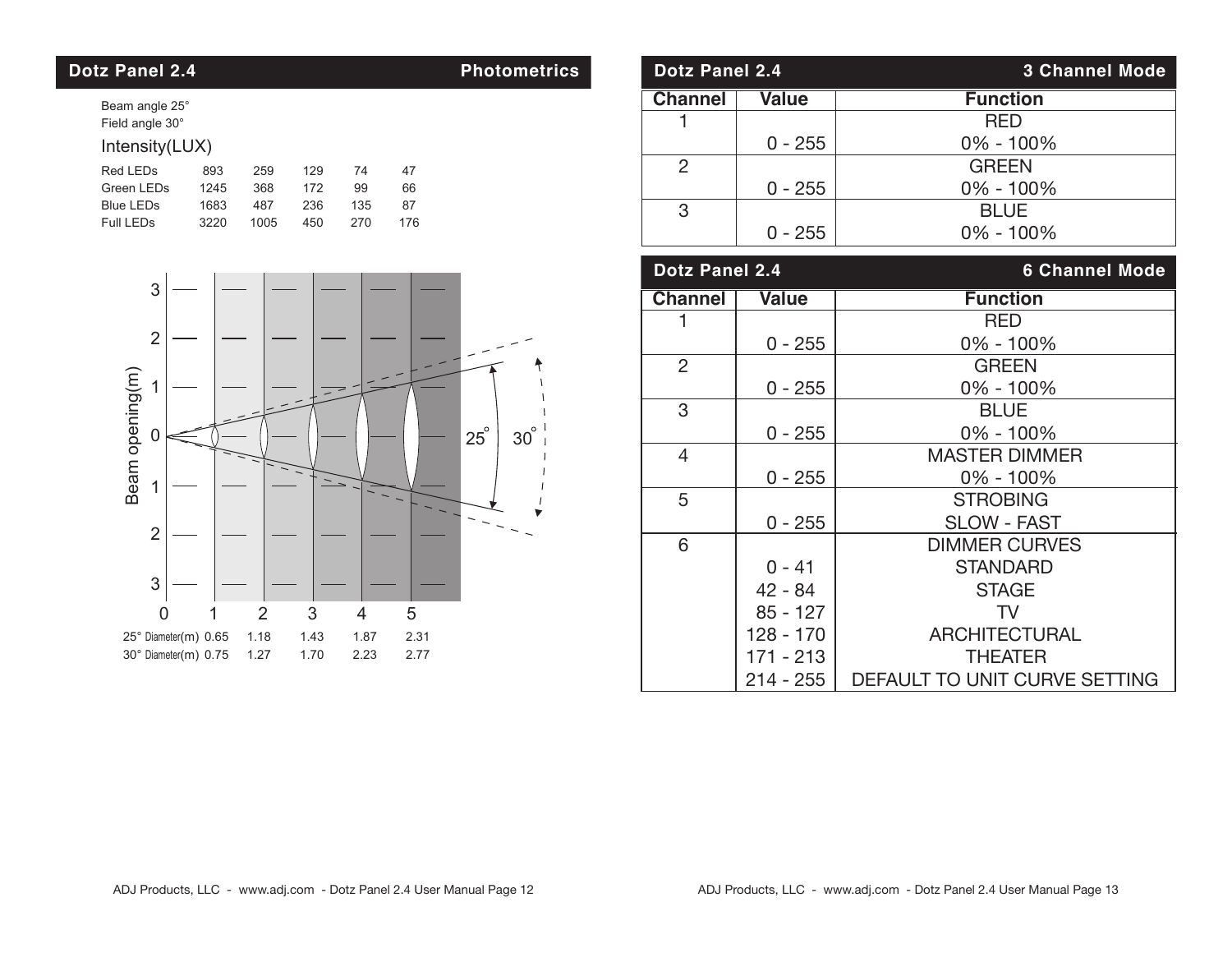## Dotz Panel 2.4 — Photometrics

Beam angle 25°
Field angle 30°

Intensity(LUX)

| | | | | | |
|---|---|---|---|---|---|
| Red LEDs | 893 | 259 | 129 | 74 | 47 |
| Green LEDs | 1245 | 368 | 172 | 99 | 66 |
| Blue LEDs | 1683 | 487 | 236 | 135 | 87 |
| Full LEDs | 3220 | 1005 | 450 | 270 | 176 |

| | 1 | 2 | 3 | 4 | 5 |
|---|---|---|---|---|---|
| 25° Diameter(m) | 0.65 | 1.18 | 1.43 | 1.87 | 2.31 |
| 30° Diameter(m) | 0.75 | 1.27 | 1.70 | 2.23 | 2.77 |

## Dotz Panel 2.4 — 3 Channel Mode

| Channel | Value | Function |
|---|---|---|
| 1 | | RED |
| | 0 - 255 | 0% - 100% |
| 2 | | GREEN |
| | 0 - 255 | 0% - 100% |
| 3 | | BLUE |
| | 0 - 255 | 0% - 100% |

## Dotz Panel 2.4 — 6 Channel Mode

| Channel | Value | Function |
|---|---|---|
| 1 | | RED |
| | 0 - 255 | 0% - 100% |
| 2 | | GREEN |
| | 0 - 255 | 0% - 100% |
| 3 | | BLUE |
| | 0 - 255 | 0% - 100% |
| 4 | | MASTER DIMMER |
| | 0 - 255 | 0% - 100% |
| 5 | | STROBING |
| | 0 - 255 | SLOW - FAST |
| 6 | | DIMMER CURVES |
| | 0 - 41 | STANDARD |
| | 42 - 84 | STAGE |
| | 85 - 127 | TV |
| | 128 - 170 | ARCHITECTURAL |
| | 171 - 213 | THEATER |
| | 214 - 255 | DEFAULT TO UNIT CURVE SETTING |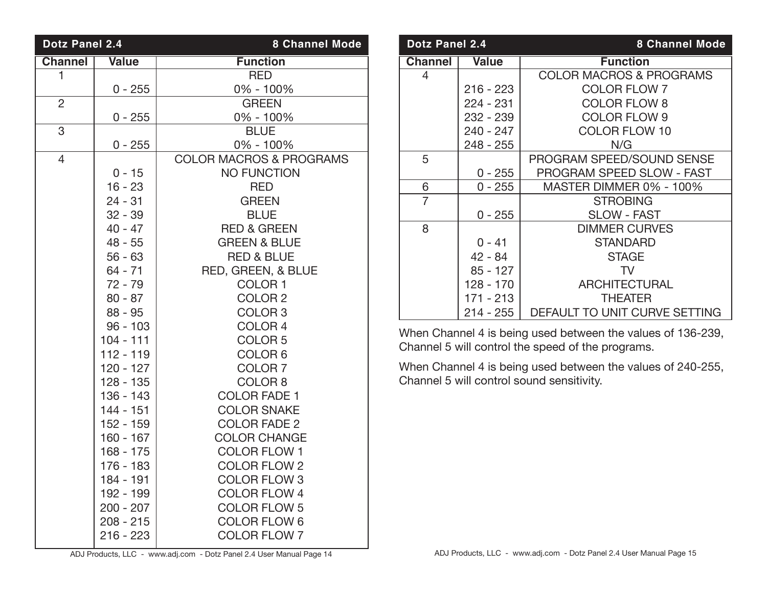| Dotz Panel 2.4 | | 8 Channel Mode |
|---|---|---|
| **Channel** | **Value** | **Function** |
| 1 | | RED |
| | 0 - 255 | 0% - 100% |
| 2 | | GREEN |
| | 0 - 255 | 0% - 100% |
| 3 | | BLUE |
| | 0 - 255 | 0% - 100% |
| 4 | | COLOR MACROS & PROGRAMS |
| | 0 - 15 | NO FUNCTION |
| | 16 - 23 | RED |
| | 24 - 31 | GREEN |
| | 32 - 39 | BLUE |
| | 40 - 47 | RED & GREEN |
| | 48 - 55 | GREEN & BLUE |
| | 56 - 63 | RED & BLUE |
| | 64 - 71 | RED, GREEN, & BLUE |
| | 72 - 79 | COLOR 1 |
| | 80 - 87 | COLOR 2 |
| | 88 - 95 | COLOR 3 |
| | 96 - 103 | COLOR 4 |
| | 104 - 111 | COLOR 5 |
| | 112 - 119 | COLOR 6 |
| | 120 - 127 | COLOR 7 |
| | 128 - 135 | COLOR 8 |
| | 136 - 143 | COLOR FADE 1 |
| | 144 - 151 | COLOR SNAKE |
| | 152 - 159 | COLOR FADE 2 |
| | 160 - 167 | COLOR CHANGE |
| | 168 - 175 | COLOR FLOW 1 |
| | 176 - 183 | COLOR FLOW 2 |
| | 184 - 191 | COLOR FLOW 3 |
| | 192 - 199 | COLOR FLOW 4 |
| | 200 - 207 | COLOR FLOW 5 |
| | 208 - 215 | COLOR FLOW 6 |
| | 216 - 223 | COLOR FLOW 7 |

| Dotz Panel 2.4 | | 8 Channel Mode |
|---|---|---|
| **Channel** | **Value** | **Function** |
| 4 | | COLOR MACROS & PROGRAMS |
| | 216 - 223 | COLOR FLOW 7 |
| | 224 - 231 | COLOR FLOW 8 |
| | 232 - 239 | COLOR FLOW 9 |
| | 240 - 247 | COLOR FLOW 10 |
| | 248 - 255 | N/G |
| 5 | | PROGRAM SPEED/SOUND SENSE |
| | 0 - 255 | PROGRAM SPEED SLOW - FAST |
| 6 | 0 - 255 | MASTER DIMMER 0% - 100% |
| 7 | | STROBING |
| | 0 - 255 | SLOW - FAST |
| 8 | | DIMMER CURVES |
| | 0 - 41 | STANDARD |
| | 42 - 84 | STAGE |
| | 85 - 127 | TV |
| | 128 - 170 | ARCHITECTURAL |
| | 171 - 213 | THEATER |
| | 214 - 255 | DEFAULT TO UNIT CURVE SETTING |

When Channel 4 is being used between the values of 136-239, Channel 5 will control the speed of the programs.

When Channel 4 is being used between the values of 240-255, Channel 5 will control sound sensitivity.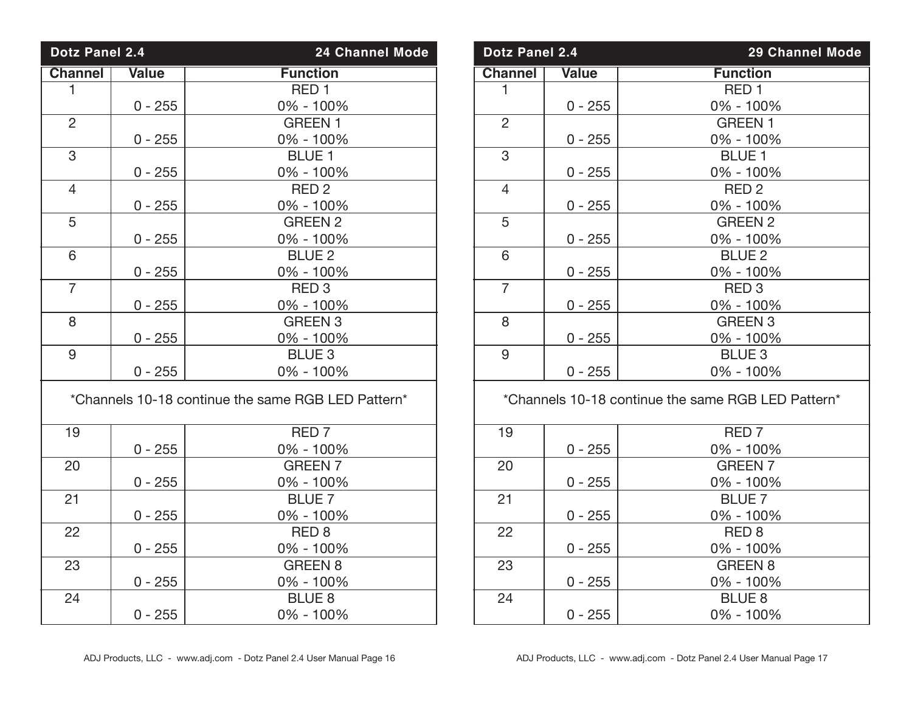| Dotz Panel 2.4 | | 24 Channel Mode |
|---|---|---|
| **Channel** | **Value** | **Function** |
| 1 | | RED 1 |
| | 0 - 255 | 0% - 100% |
| 2 | | GREEN 1 |
| | 0 - 255 | 0% - 100% |
| 3 | | BLUE 1 |
| | 0 - 255 | 0% - 100% |
| 4 | | RED 2 |
| | 0 - 255 | 0% - 100% |
| 5 | | GREEN 2 |
| | 0 - 255 | 0% - 100% |
| 6 | | BLUE 2 |
| | 0 - 255 | 0% - 100% |
| 7 | | RED 3 |
| | 0 - 255 | 0% - 100% |
| 8 | | GREEN 3 |
| | 0 - 255 | 0% - 100% |
| 9 | | BLUE 3 |
| | 0 - 255 | 0% - 100% |
| *Channels 10-18 continue the same RGB LED Pattern* | | |
| 19 | | RED 7 |
| | 0 - 255 | 0% - 100% |
| 20 | | GREEN 7 |
| | 0 - 255 | 0% - 100% |
| 21 | | BLUE 7 |
| | 0 - 255 | 0% - 100% |
| 22 | | RED 8 |
| | 0 - 255 | 0% - 100% |
| 23 | | GREEN 8 |
| | 0 - 255 | 0% - 100% |
| 24 | | BLUE 8 |
| | 0 - 255 | 0% - 100% |

| Dotz Panel 2.4 | | 29 Channel Mode |
|---|---|---|
| **Channel** | **Value** | **Function** |
| 1 | | RED 1 |
| | 0 - 255 | 0% - 100% |
| 2 | | GREEN 1 |
| | 0 - 255 | 0% - 100% |
| 3 | | BLUE 1 |
| | 0 - 255 | 0% - 100% |
| 4 | | RED 2 |
| | 0 - 255 | 0% - 100% |
| 5 | | GREEN 2 |
| | 0 - 255 | 0% - 100% |
| 6 | | BLUE 2 |
| | 0 - 255 | 0% - 100% |
| 7 | | RED 3 |
| | 0 - 255 | 0% - 100% |
| 8 | | GREEN 3 |
| | 0 - 255 | 0% - 100% |
| 9 | | BLUE 3 |
| | 0 - 255 | 0% - 100% |
| *Channels 10-18 continue the same RGB LED Pattern* | | |
| 19 | | RED 7 |
| | 0 - 255 | 0% - 100% |
| 20 | | GREEN 7 |
| | 0 - 255 | 0% - 100% |
| 21 | | BLUE 7 |
| | 0 - 255 | 0% - 100% |
| 22 | | RED 8 |
| | 0 - 255 | 0% - 100% |
| 23 | | GREEN 8 |
| | 0 - 255 | 0% - 100% |
| 24 | | BLUE 8 |
| | 0 - 255 | 0% - 100% |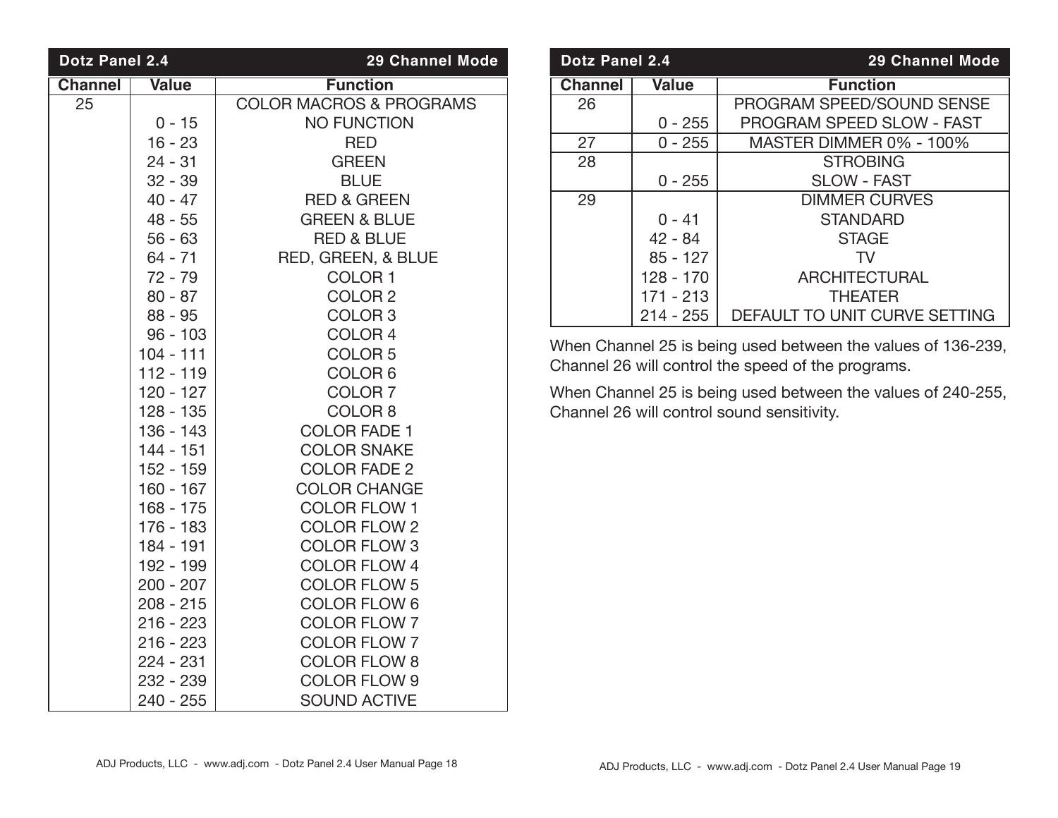| Dotz Panel 2.4 | | 29 Channel Mode |
|---|---|---|
| **Channel** | **Value** | **Function** |
| 25 | | COLOR MACROS & PROGRAMS |
| | 0 - 15 | NO FUNCTION |
| | 16 - 23 | RED |
| | 24 - 31 | GREEN |
| | 32 - 39 | BLUE |
| | 40 - 47 | RED & GREEN |
| | 48 - 55 | GREEN & BLUE |
| | 56 - 63 | RED & BLUE |
| | 64 - 71 | RED, GREEN, & BLUE |
| | 72 - 79 | COLOR 1 |
| | 80 - 87 | COLOR 2 |
| | 88 - 95 | COLOR 3 |
| | 96 - 103 | COLOR 4 |
| | 104 - 111 | COLOR 5 |
| | 112 - 119 | COLOR 6 |
| | 120 - 127 | COLOR 7 |
| | 128 - 135 | COLOR 8 |
| | 136 - 143 | COLOR FADE 1 |
| | 144 - 151 | COLOR SNAKE |
| | 152 - 159 | COLOR FADE 2 |
| | 160 - 167 | COLOR CHANGE |
| | 168 - 175 | COLOR FLOW 1 |
| | 176 - 183 | COLOR FLOW 2 |
| | 184 - 191 | COLOR FLOW 3 |
| | 192 - 199 | COLOR FLOW 4 |
| | 200 - 207 | COLOR FLOW 5 |
| | 208 - 215 | COLOR FLOW 6 |
| | 216 - 223 | COLOR FLOW 7 |
| | 216 - 223 | COLOR FLOW 7 |
| | 224 - 231 | COLOR FLOW 8 |
| | 232 - 239 | COLOR FLOW 9 |
| | 240 - 255 | SOUND ACTIVE |

| Dotz Panel 2.4 | | 29 Channel Mode |
|---|---|---|
| **Channel** | **Value** | **Function** |
| 26 | | PROGRAM SPEED/SOUND SENSE |
| | 0 - 255 | PROGRAM SPEED SLOW - FAST |
| 27 | 0 - 255 | MASTER DIMMER 0% - 100% |
| 28 | | STROBING |
| | 0 - 255 | SLOW - FAST |
| 29 | | DIMMER CURVES |
| | 0 - 41 | STANDARD |
| | 42 - 84 | STAGE |
| | 85 - 127 | TV |
| | 128 - 170 | ARCHITECTURAL |
| | 171 - 213 | THEATER |
| | 214 - 255 | DEFAULT TO UNIT CURVE SETTING |

When Channel 25 is being used between the values of 136-239, Channel 26 will control the speed of the programs.

When Channel 25 is being used between the values of 240-255, Channel 26 will control sound sensitivity.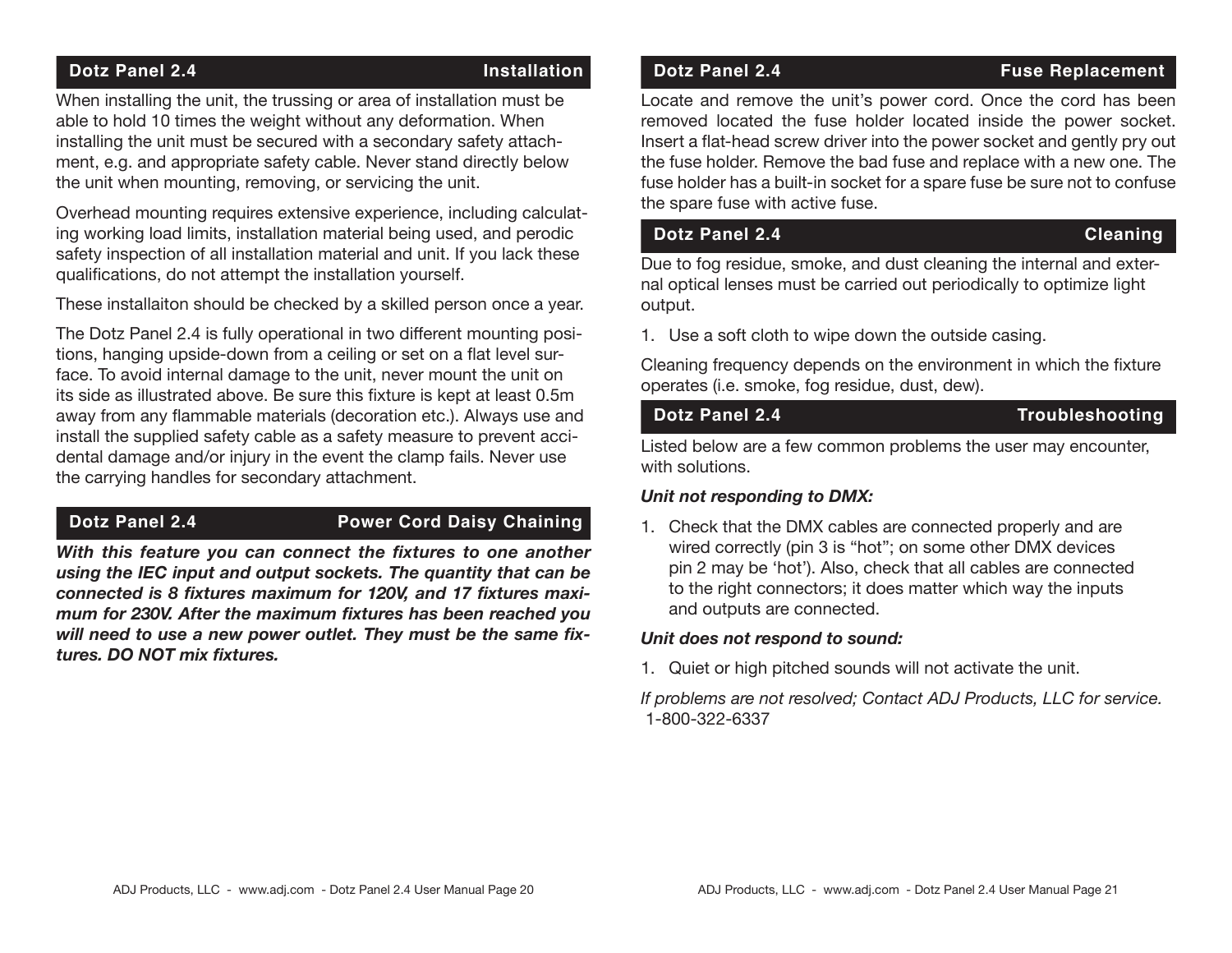## Dotz Panel 2.4 — Installation

When installing the unit, the trussing or area of installation must be able to hold 10 times the weight without any deformation. When installing the unit must be secured with a secondary safety attachment, e.g. and appropriate safety cable. Never stand directly below the unit when mounting, removing, or servicing the unit.

Overhead mounting requires extensive experience, including calculating working load limits, installation material being used, and perodic safety inspection of all installation material and unit. If you lack these qualifications, do not attempt the installation yourself.

These installaiton should be checked by a skilled person once a year.

The Dotz Panel 2.4 is fully operational in two different mounting positions, hanging upside-down from a ceiling or set on a flat level surface. To avoid internal damage to the unit, never mount the unit on its side as illustrated above. Be sure this fixture is kept at least 0.5m away from any flammable materials (decoration etc.). Always use and install the supplied safety cable as a safety measure to prevent accidental damage and/or injury in the event the clamp fails. Never use the carrying handles for secondary attachment.

## Dotz Panel 2.4 — Power Cord Daisy Chaining

***With this feature you can connect the fixtures to one another using the IEC input and output sockets. The quantity that can be connected is 8 fixtures maximum for 120V, and 17 fixtures maximum for 230V. After the maximum fixtures has been reached you will need to use a new power outlet. They must be the same fixtures. DO NOT mix fixtures.***

## Dotz Panel 2.4 — Fuse Replacement

Locate and remove the unit's power cord. Once the cord has been removed located the fuse holder located inside the power socket. Insert a flat-head screw driver into the power socket and gently pry out the fuse holder. Remove the bad fuse and replace with a new one. The fuse holder has a built-in socket for a spare fuse be sure not to confuse the spare fuse with active fuse.

## Dotz Panel 2.4 — Cleaning

Due to fog residue, smoke, and dust cleaning the internal and external optical lenses must be carried out periodically to optimize light output.

1. Use a soft cloth to wipe down the outside casing.

Cleaning frequency depends on the environment in which the fixture operates (i.e. smoke, fog residue, dust, dew).

## Dotz Panel 2.4 — Troubleshooting

Listed below are a few common problems the user may encounter, with solutions.

***Unit not responding to DMX:***

1. Check that the DMX cables are connected properly and are wired correctly (pin 3 is "hot"; on some other DMX devices pin 2 may be 'hot'). Also, check that all cables are connected to the right connectors; it does matter which way the inputs and outputs are connected.

***Unit does not respond to sound:***

1. Quiet or high pitched sounds will not activate the unit.

*If problems are not resolved; Contact ADJ Products, LLC for service.* 1-800-322-6337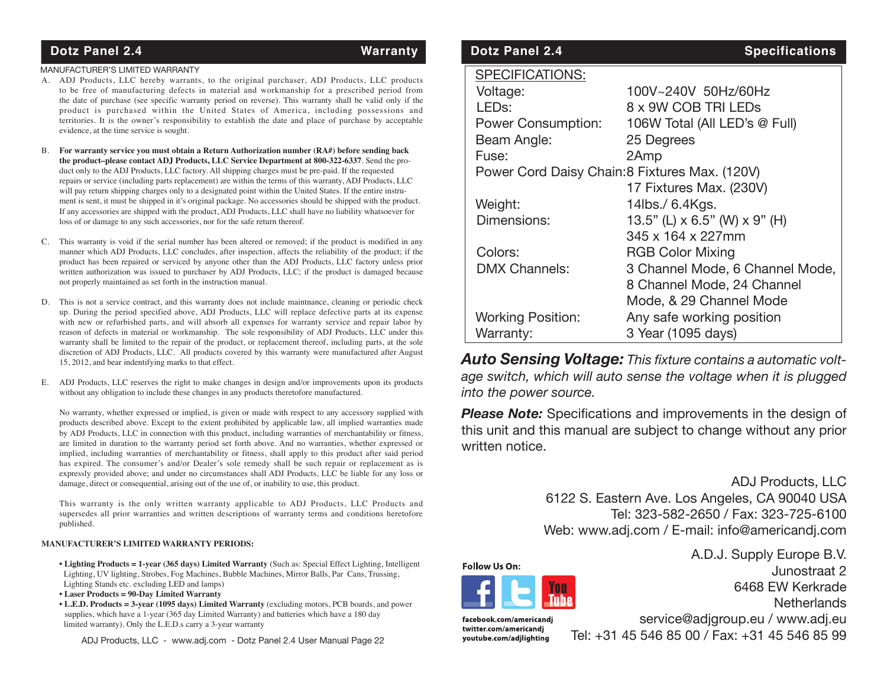## Dotz Panel 2.4 — Warranty

MANUFACTURER'S LIMITED WARRANTY

A. ADJ Products, LLC hereby warrants, to the original purchaser, ADJ Products, LLC products to be free of manufacturing defects in material and workmanship for a prescribed period from the date of purchase (see specific warranty period on reverse). This warranty shall be valid only if the product is purchased within the United States of America, including possessions and territories. It is the owner's responsibility to establish the date and place of purchase by acceptable evidence, at the time service is sought.

B. **For warranty service you must obtain a Return Authorization number (RA#) before sending back the product–please contact ADJ Products, LLC Service Department at 800-322-6337**. Send the product only to the ADJ Products, LLC factory. All shipping charges must be pre-paid. If the requested repairs or service (including parts replacement) are within the terms of this warranty, ADJ Products, LLC will pay return shipping charges only to a designated point within the United States. If the entire instrument is sent, it must be shipped in it's original package. No accessories should be shipped with the product. If any accessories are shipped with the product, ADJ Products, LLC shall have no liability whatsoever for loss of or damage to any such accessories, nor for the safe return thereof.

C. This warranty is void if the serial number has been altered or removed; if the product is modified in any manner which ADJ Products, LLC concludes, after inspection, affects the reliability of the product; if the product has been repaired or serviced by anyone other than the ADJ Products, LLC factory unless prior written authorization was issued to purchaser by ADJ Products, LLC; if the product is damaged because not properly maintained as set forth in the instruction manual.

D. This is not a service contract, and this warranty does not include maintnance, cleaning or periodic check up. During the period specified above, ADJ Products, LLC will replace defective parts at its expense with new or refurbished parts, and will absorb all expenses for warranty service and repair labor by reason of defects in material or workmanship. The sole responsibility of ADJ Products, LLC under this warranty shall be limited to the repair of the product, or replacement thereof, including parts, at the sole discretion of ADJ Products, LLC. All products covered by this warranty were manufactured after August 15, 2012, and bear indentifying marks to that effect.

E. ADJ Products, LLC reserves the right to make changes in design and/or improvements upon its products without any obligation to include these changes in any products theretofore manufactured.

No warranty, whether expressed or implied, is given or made with respect to any accessory supplied with products described above. Except to the extent prohibited by applicable law, all implied warranties made by ADJ Products, LLC in connection with this product, including warranties of merchantability or fitness, are limited in duration to the warranty period set forth above. And no warranties, whether expressed or implied, including warranties of merchantability or fitness, shall apply to this product after said period has expired. The consumer's and/or Dealer's sole remedy shall be such repair or replacement as is expressly provided above; and under no circumstances shall ADJ Products, LLC be liable for any loss or damage, direct or consequential, arising out of the use of, or inability to use, this product.

This warranty is the only written warranty applicable to ADJ Products, LLC Products and supersedes all prior warranties and written descriptions of warranty terms and conditions heretofore published.

**MANUFACTURER'S LIMITED WARRANTY PERIODS:**

- **Lighting Products = 1-year (365 days) Limited Warranty** (Such as: Special Effect Lighting, Intelligent Lighting, UV lighting, Strobes, Fog Machines, Bubble Machines, Mirror Balls, Par Cans, Trussing, Lighting Stands etc. excluding LED and lamps)
- **Laser Products = 90-Day Limited Warranty**
- **L.E.D. Products = 3-year (1095 days) Limited Warranty** (excluding motors, PCB boards, and power supplies, which have a 1-year (365 day Limited Warranty) and batteries which have a 180 day limited warranty). Only the L.E.D.s carry a 3-year warranty

## Dotz Panel 2.4 — Specifications

| SPECIFICATIONS: | |
|---|---|
| Voltage: | 100V~240V 50Hz/60Hz |
| LEDs: | 8 x 9W COB TRI LEDs |
| Power Consumption: | 106W Total (All LED's @ Full) |
| Beam Angle: | 25 Degrees |
| Fuse: | 2Amp |
| Power Cord Daisy Chain: | 8 Fixtures Max. (120V)<br>17 Fixtures Max. (230V) |
| Weight: | 14lbs./ 6.4Kgs. |
| Dimensions: | 13.5" (L) x 6.5" (W) x 9" (H)<br>345 x 164 x 227mm |
| Colors: | RGB Color Mixing |
| DMX Channels: | 3 Channel Mode, 6 Channel Mode, 8 Channel Mode, 24 Channel Mode, & 29 Channel Mode |
| Working Position: | Any safe working position |
| Warranty: | 3 Year (1095 days) |

***Auto Sensing Voltage:*** *This fixture contains a automatic voltage switch, which will auto sense the voltage when it is plugged into the power source.*

***Please Note:*** Specifications and improvements in the design of this unit and this manual are subject to change without any prior written notice.

ADJ Products, LLC
6122 S. Eastern Ave. Los Angeles, CA 90040 USA
Tel: 323-582-2650 / Fax: 323-725-6100
Web: www.adj.com / E-mail: info@americandj.com

A.D.J. Supply Europe B.V.
Junostraat 2
6468 EW Kerkrade
Netherlands
service@adjgroup.eu / www.adj.eu
Tel: +31 45 546 85 00 / Fax: +31 45 546 85 99

**Follow Us On:**

facebook.com/americandj
twitter.com/americandj
youtube.com/adjlighting